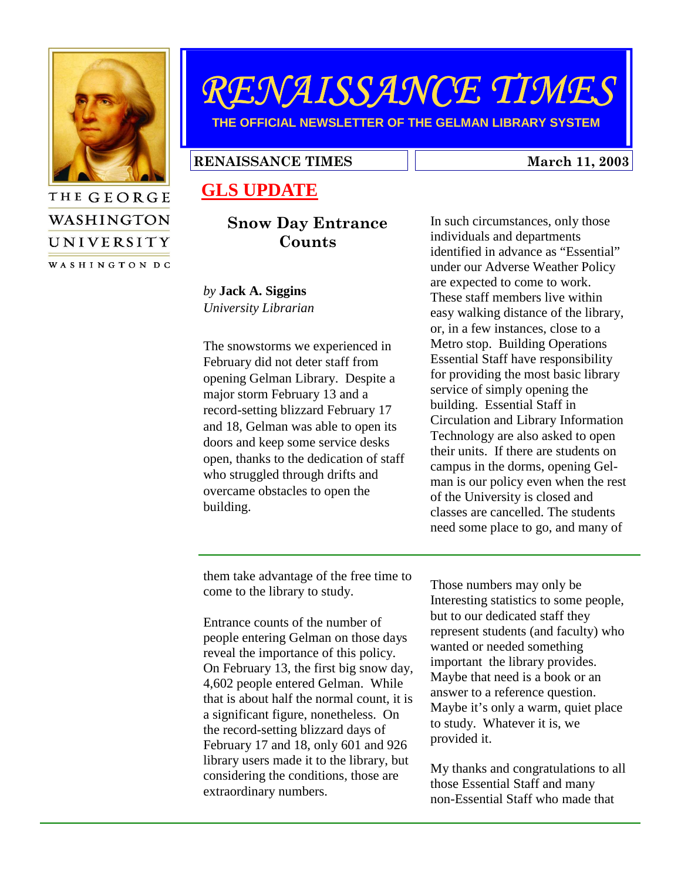THE GEORGE WASHINGTON UNIVERSITY

WASHINGTON DC

# RENAISSANCE TIMES

THE OFFICIAL NEWSLETTER OF THE GELMAN LIBRARY SYSTEM

**RENAISSANCE TIMES** | **March 11, 2003**

## GLS UPDATE

### Snow Day Entrance Counts

*by* **Jack A. Siggins**
*University Librarian*

The snowstorms we experienced in February did not deter staff from opening Gelman Library. Despite a major storm February 13 and a record-setting blizzard February 17 and 18, Gelman was able to open its doors and keep some service desks open, thanks to the dedication of staff who struggled through drifts and overcame obstacles to open the building.

In such circumstances, only those individuals and departments identified in advance as "Essential" under our Adverse Weather Policy are expected to come to work. These staff members live within easy walking distance of the library, or, in a few instances, close to a Metro stop. Building Operations Essential Staff have responsibility for providing the most basic library service of simply opening the building. Essential Staff in Circulation and Library Information Technology are also asked to open their units. If there are students on campus in the dorms, opening Gelman is our policy even when the rest of the University is closed and classes are cancelled. The students need some place to go, and many of them take advantage of the free time to come to the library to study.

Entrance counts of the number of people entering Gelman on those days reveal the importance of this policy. On February 13, the first big snow day, 4,602 people entered Gelman. While that is about half the normal count, it is a significant figure, nonetheless. On the record-setting blizzard days of February 17 and 18, only 601 and 926 library users made it to the library, but considering the conditions, those are extraordinary numbers.

Those numbers may only be Interesting statistics to some people, but to our dedicated staff they represent students (and faculty) who wanted or needed something important the library provides. Maybe that need is a book or an answer to a reference question. Maybe it's only a warm, quiet place to study. Whatever it is, we provided it.

My thanks and congratulations to all those Essential Staff and many non-Essential Staff who made that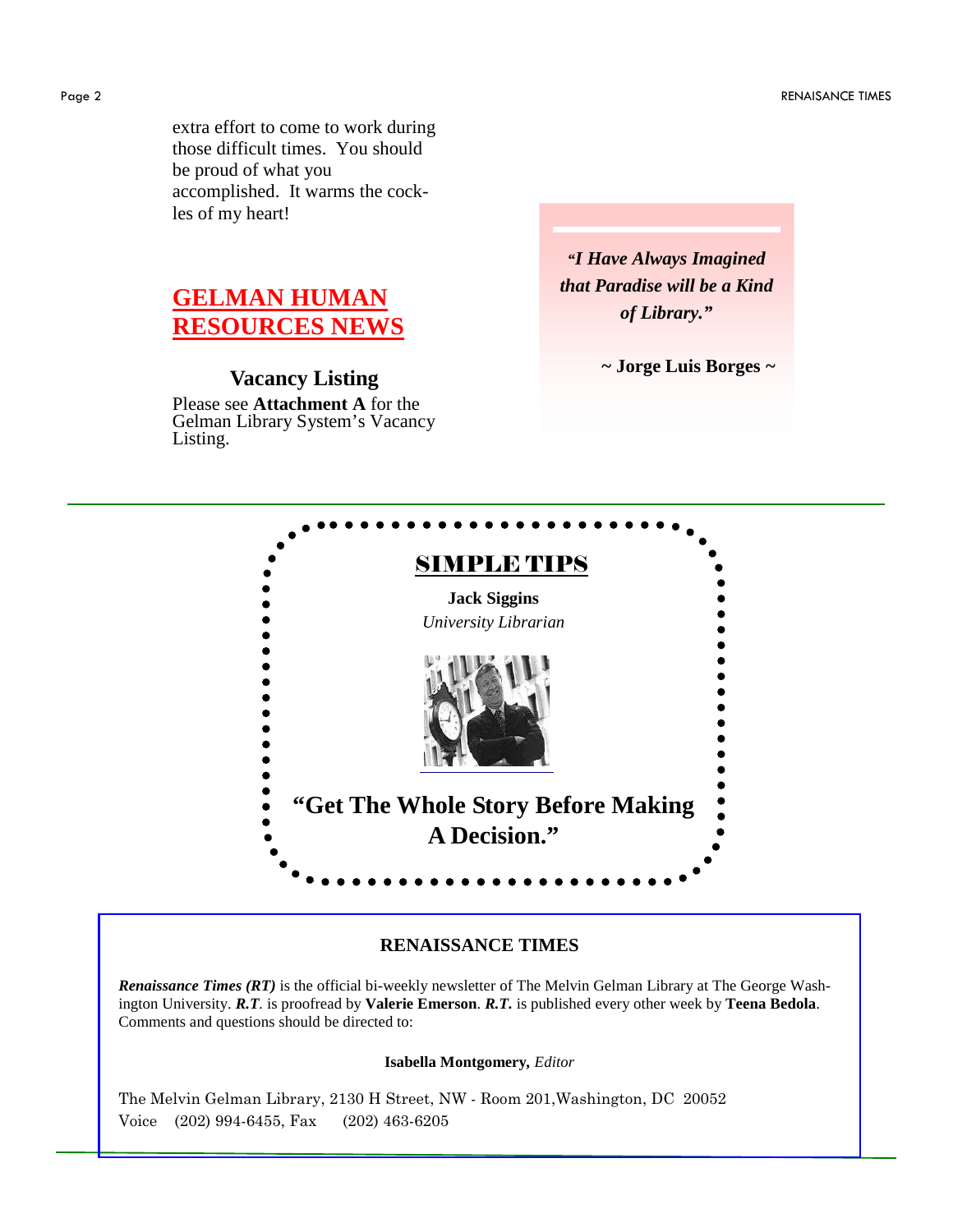extra effort to come to work during those difficult times. You should be proud of what you accomplished. It warms the cockles of my heart!

## GELMAN HUMAN RESOURCES NEWS

### Vacancy Listing

Please see **Attachment A** for the Gelman Library System's Vacancy Listing.

> ***"I Have Always Imagined that Paradise will be a Kind of Library."***
>
> **~ Jorge Luis Borges ~**

---

## SIMPLE TIPS

**Jack Siggins**
*University Librarian*

**"Get The Whole Story Before Making A Decision."**

---

### RENAISSANCE TIMES

***Renaissance Times (RT)*** is the official bi-weekly newsletter of The Melvin Gelman Library at The George Washington University. ***R.T.*** is proofread by **Valerie Emerson**. ***R.T.*** is published every other week by **Teena Bedola**. Comments and questions should be directed to:

**Isabella Montgomery,** *Editor*

The Melvin Gelman Library, 2130 H Street, NW - Room 201,Washington, DC 20052
Voice (202) 994-6455, Fax (202) 463-6205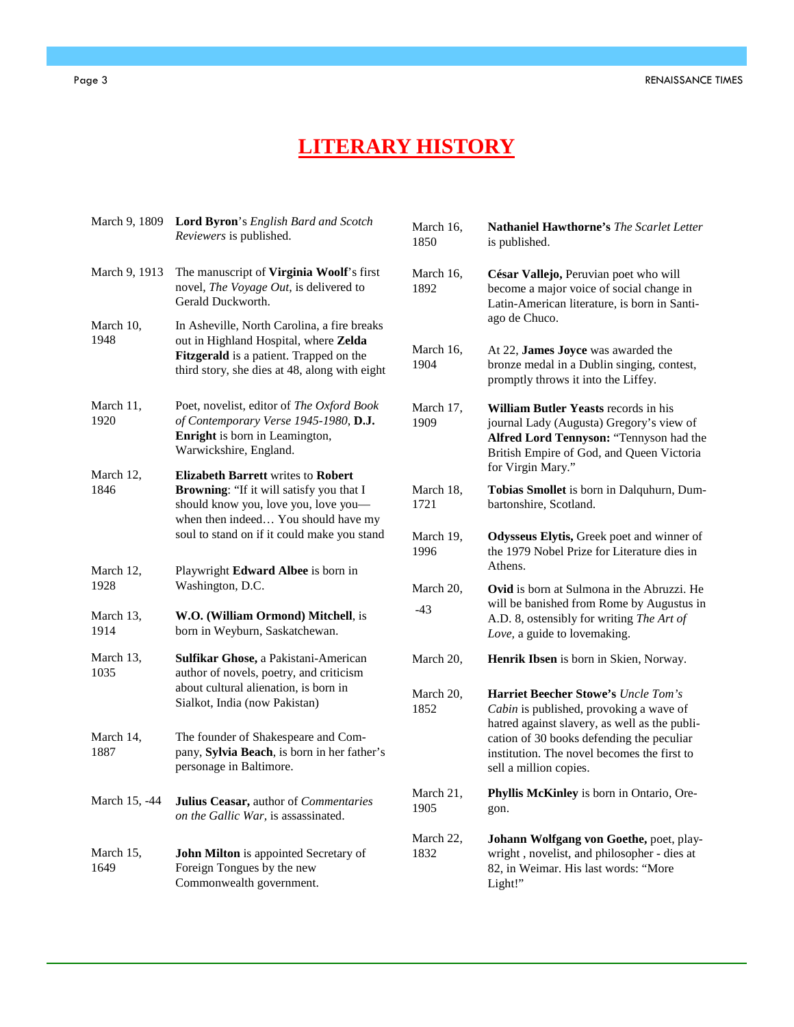# LITERARY HISTORY

| | |
|---|---|
| March 9, 1809 | **Lord Byron**'s *English Bard and Scotch Reviewers* is published. |
| March 9, 1913 | The manuscript of **Virginia Woolf**'s first novel, *The Voyage Out*, is delivered to Gerald Duckworth. |
| March 10, 1948 | In Asheville, North Carolina, a fire breaks out in Highland Hospital, where **Zelda Fitzgerald** is a patient. Trapped on the third story, she dies at 48, along with eight |
| March 11, 1920 | Poet, novelist, editor of *The Oxford Book of Contemporary Verse 1945-1980,* **D.J. Enright** is born in Leamington, Warwickshire, England. |
| March 12, 1846 | **Elizabeth Barrett** writes to **Robert Browning**: "If it will satisfy you that I should know you, love you, love you— when then indeed… You should have my soul to stand on if it could make you stand |
| March 12, 1928 | Playwright **Edward Albee** is born in Washington, D.C. |
| March 13, 1914 | **W.O. (William Ormond) Mitchell**, is born in Weyburn, Saskatchewan. |
| March 13, 1035 | **Sulfikar Ghose,** a Pakistani-American author of novels, poetry, and criticism about cultural alienation, is born in Sialkot, India (now Pakistan) |
| March 14, 1887 | The founder of Shakespeare and Company, **Sylvia Beach**, is born in her father's personage in Baltimore. |
| March 15, -44 | **Julius Ceasar,** author of *Commentaries on the Gallic War,* is assassinated. |
| March 15, 1649 | **John Milton** is appointed Secretary of Foreign Tongues by the new Commonwealth government. |
| March 16, 1850 | **Nathaniel Hawthorne's** *The Scarlet Letter* is published. |
| March 16, 1892 | **César Vallejo,** Peruvian poet who will become a major voice of social change in Latin-American literature, is born in Santiago de Chuco. |
| March 16, 1904 | At 22, **James Joyce** was awarded the bronze medal in a Dublin singing, contest, promptly throws it into the Liffey. |
| March 17, 1909 | **William Butler Yeasts** records in his journal Lady (Augusta) Gregory's view of **Alfred Lord Tennyson:** "Tennyson had the British Empire of God, and Queen Victoria for Virgin Mary." |
| March 18, 1721 | **Tobias Smollet** is born in Dalquhurn, Dumbartonshire, Scotland. |
| March 19, 1996 | **Odysseus Elytis,** Greek poet and winner of the 1979 Nobel Prize for Literature dies in Athens. |
| March 20, -43 | **Ovid** is born at Sulmona in the Abruzzi. He will be banished from Rome by Augustus in A.D. 8, ostensibly for writing *The Art of Love,* a guide to lovemaking. |
| March 20, | **Henrik Ibsen** is born in Skien, Norway. |
| March 20, 1852 | **Harriet Beecher Stowe's** *Uncle Tom's Cabin* is published, provoking a wave of hatred against slavery, as well as the publication of 30 books defending the peculiar institution. The novel becomes the first to sell a million copies. |
| March 21, 1905 | **Phyllis McKinley** is born in Ontario, Oregon. |
| March 22, 1832 | **Johann Wolfgang von Goethe,** poet, playwright , novelist, and philosopher - dies at 82, in Weimar. His last words: "More Light!" |